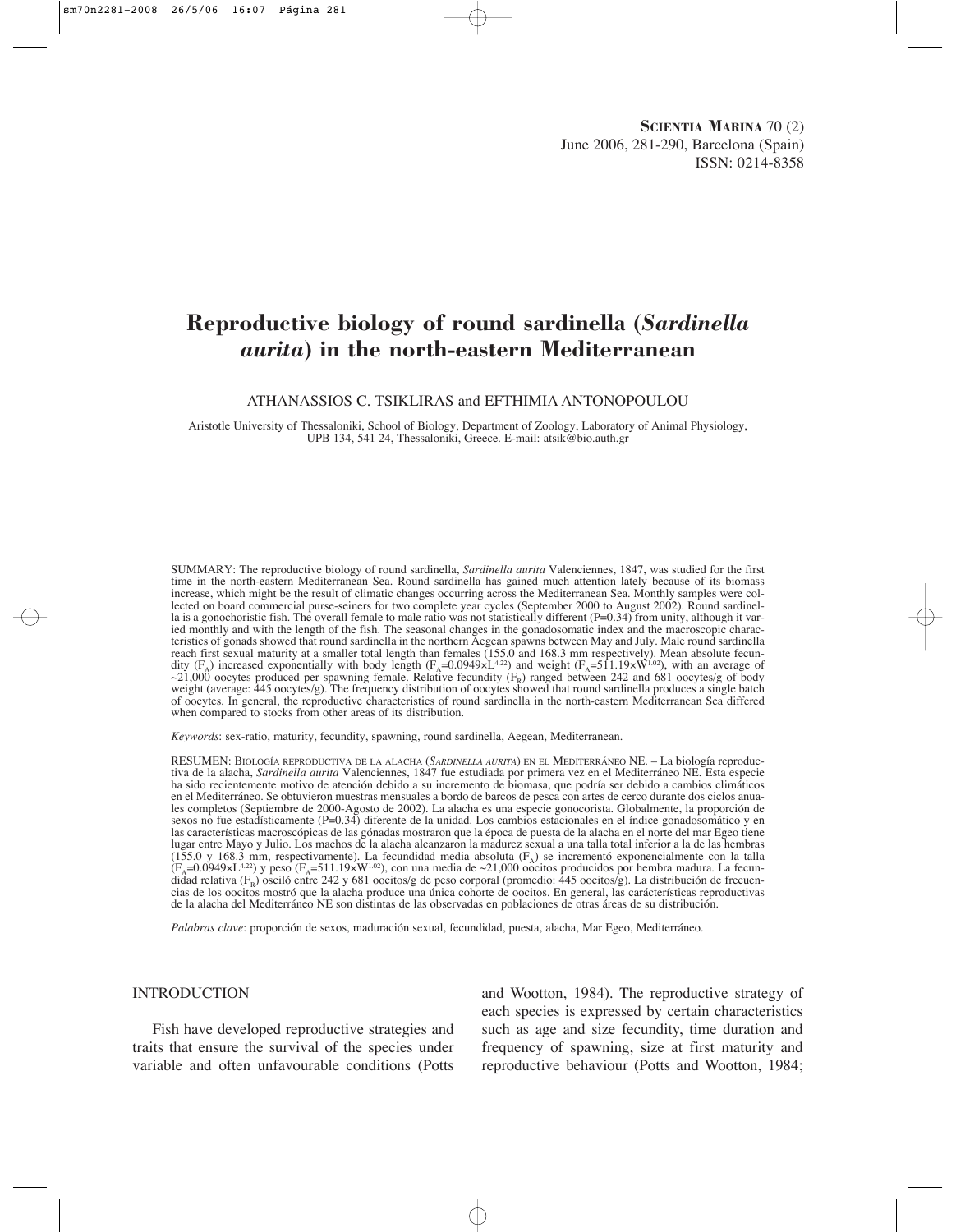# Reproductive biology of round sardinella (*Sardinella aurita*) in the north-eastern Mediterranean

ATHANASSIOS C. TSIKLIRAS and EFTHIMIA ANTONOPOULOU

Aristotle University of Thessaloniki, School of Biology, Department of Zoology, Laboratory of Animal Physiology, UPB 134, 541 24, Thessaloniki, Greece. E-mail: atsik@bio.auth.gr

SUMMARY: The reproductive biology of round sardinella, *Sardinella aurita* Valenciennes, 1847, was studied for the first time in the north-eastern Mediterranean Sea. Round sardinella has gained much attention lately because of its biomass increase, which might be the result of climatic changes occurring across the Mediterranean Sea. Monthly samples were collected on board commercial purse-seiners for two complete year cycles (September 2000 to August 2002). Round sardinella is a gonochoristic fish. The overall female to male ratio was not statistically different ($P$=0.34) from unity, although it varied monthly and with the length of the fish. The seasonal changes in the gonadosomatic index and the macroscopic characteristics of gonads showed that round sardinella in the northern Aegean spawns between May and July. Male round sardinella reach first sexual maturity at a smaller total length than females (155.0 and 168.3 mm respectively). Mean absolute fecundity ($F_A$) increased exponentially with body length ($F_A$=0.0949×$L^{4.22}$) and weight ($F_A$=511.19×$W^{1.02}$), with an average of ~21,000 oocytes produced per spawning female. Relative fecundity ($F_R$) ranged between 242 and 681 oocytes/g of body weight (average: 445 oocytes/g). The frequency distribution of oocytes showed that round sardinella produces a single batch of oocytes. In general, the reproductive characteristics of round sardinella in the north-eastern Mediterranean Sea differed when compared to stocks from other areas of its distribution.

*Keywords*: sex-ratio, maturity, fecundity, spawning, round sardinella, Aegean, Mediterranean.

RESUMEN: BIOLOGÍA REPRODUCTIVA DE LA ALACHA (*SARDINELLA AURITA*) EN EL MEDITERRÁNEO NE. – La biología reproductiva de la alacha, *Sardinella aurita* Valenciennes, 1847 fue estudiada por primera vez en el Mediterráneo NE. Esta especie ha sido recientemente motivo de atención debido a su incremento de biomasa, que podría ser debido a cambios climáticos en el Mediterráneo. Se obtuvieron muestras mensuales a bordo de barcos de pesca con artes de cerco durante dos ciclos anuales completos (Septiembre de 2000-Agosto de 2002). La alacha es una especie gonocorista. Globalmente, la proporción de sexos no fue estadísticamente ($P$=0.34) diferente de la unidad. Los cambios estacionales en el índice gonadosomático y en las características macroscópicas de las gónadas mostraron que la época de puesta de la alacha en el norte del mar Egeo tiene lugar entre Mayo y Julio. Los machos de la alacha alcanzaron la madurez sexual a una talla total inferior a la de las hembras (155.0 y 168.3 mm, respectivamente). La fecundidad media absoluta ($F_A$) se incrementó exponencialmente con la talla ($F_A$=0.0949×$L^{4.22}$) y peso ($F_A$=511.19×$W^{1.02}$), con una media de ~21,000 oocitos producidos por hembra madura. La fecundidad relativa ($F_R$) osciló entre 242 y 681 oocitos/g de peso corporal (promedio: 445 oocitos/g). La distribución de frecuencias de los oocitos mostró que la alacha produce una única cohorte de oocitos. En general, las características reproductivas de la alacha del Mediterráneo NE son distintas de las observadas en poblaciones de otras áreas de su distribución.

*Palabras clave*: proporción de sexos, maduración sexual, fecundidad, puesta, alacha, Mar Egeo, Mediterráneo.

## INTRODUCTION

Fish have developed reproductive strategies and traits that ensure the survival of the species under variable and often unfavourable conditions (Potts and Wootton, 1984). The reproductive strategy of each species is expressed by certain characteristics such as age and size fecundity, time duration and frequency of spawning, size at first maturity and reproductive behaviour (Potts and Wootton, 1984;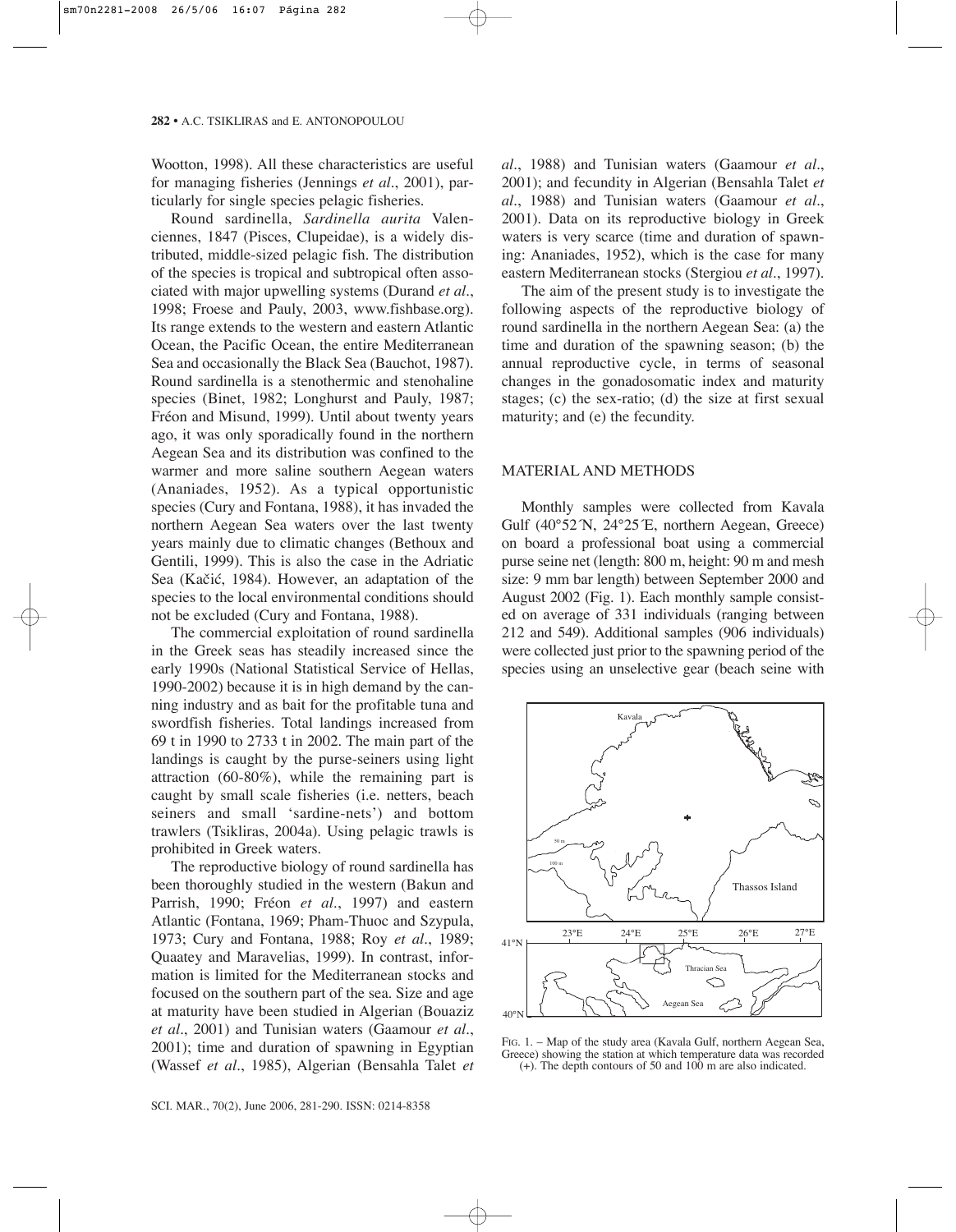Wootton, 1998). All these characteristics are useful for managing fisheries (Jennings *et al*., 2001), particularly for single species pelagic fisheries.

Round sardinella, *Sardinella aurita* Valenciennes, 1847 (Pisces, Clupeidae), is a widely distributed, middle-sized pelagic fish. The distribution of the species is tropical and subtropical often associated with major upwelling systems (Durand *et al*., 1998; Froese and Pauly, 2003, www.fishbase.org). Its range extends to the western and eastern Atlantic Ocean, the Pacific Ocean, the entire Mediterranean Sea and occasionally the Black Sea (Bauchot, 1987). Round sardinella is a stenothermic and stenohaline species (Binet, 1982; Longhurst and Pauly, 1987; Fréon and Misund, 1999). Until about twenty years ago, it was only sporadically found in the northern Aegean Sea and its distribution was confined to the warmer and more saline southern Aegean waters (Ananiades, 1952). As a typical opportunistic species (Cury and Fontana, 1988), it has invaded the northern Aegean Sea waters over the last twenty years mainly due to climatic changes (Bethoux and Gentili, 1999). This is also the case in the Adriatic Sea (Kačić, 1984). However, an adaptation of the species to the local environmental conditions should not be excluded (Cury and Fontana, 1988).

The commercial exploitation of round sardinella in the Greek seas has steadily increased since the early 1990s (National Statistical Service of Hellas, 1990-2002) because it is in high demand by the canning industry and as bait for the profitable tuna and swordfish fisheries. Total landings increased from 69 t in 1990 to 2733 t in 2002. The main part of the landings is caught by the purse-seiners using light attraction (60-80%), while the remaining part is caught by small scale fisheries (i.e. netters, beach seiners and small 'sardine-nets') and bottom trawlers (Tsikliras, 2004a). Using pelagic trawls is prohibited in Greek waters.

The reproductive biology of round sardinella has been thoroughly studied in the western (Bakun and Parrish, 1990; Fréon *et al*., 1997) and eastern Atlantic (Fontana, 1969; Pham-Thuoc and Szypula, 1973; Cury and Fontana, 1988; Roy *et al*., 1989; Quaatey and Maravelias, 1999). In contrast, information is limited for the Mediterranean stocks and focused on the southern part of the sea. Size and age at maturity have been studied in Algerian (Bouaziz *et al*., 2001) and Tunisian waters (Gaamour *et al*., 2001); time and duration of spawning in Egyptian (Wassef *et al*., 1985), Algerian (Bensahla Talet *et al*., 1988) and Tunisian waters (Gaamour *et al*., 2001); and fecundity in Algerian (Bensahla Talet *et al*., 1988) and Tunisian waters (Gaamour *et al*., 2001). Data on its reproductive biology in Greek waters is very scarce (time and duration of spawning: Ananiades, 1952), which is the case for many eastern Mediterranean stocks (Stergiou *et al*., 1997).

The aim of the present study is to investigate the following aspects of the reproductive biology of round sardinella in the northern Aegean Sea: (a) the time and duration of the spawning season; (b) the annual reproductive cycle, in terms of seasonal changes in the gonadosomatic index and maturity stages; (c) the sex-ratio; (d) the size at first sexual maturity; and (e) the fecundity.

## MATERIAL AND METHODS

Monthly samples were collected from Kavala Gulf (40°52´N, 24°25´E, northern Aegean, Greece) on board a professional boat using a commercial purse seine net (length: 800 m, height: 90 m and mesh size: 9 mm bar length) between September 2000 and August 2002 (Fig. 1). Each monthly sample consisted on average of 331 individuals (ranging between 212 and 549). Additional samples (906 individuals) were collected just prior to the spawning period of the species using an unselective gear (beach seine with

FIG. 1. – Map of the study area (Kavala Gulf, northern Aegean Sea, Greece) showing the station at which temperature data was recorded (+). The depth contours of 50 and 100 m are also indicated.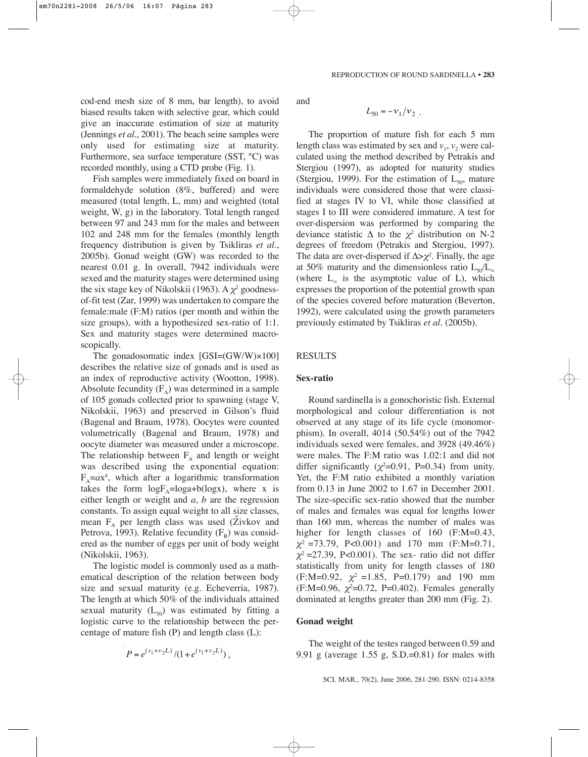cod-end mesh size of 8 mm, bar length), to avoid biased results taken with selective gear, which could give an inaccurate estimation of size at maturity (Jennings *et al*., 2001). The beach seine samples were only used for estimating size at maturity. Furthermore, sea surface temperature (SST, °C) was recorded monthly, using a CTD probe (Fig. 1).

Fish samples were immediately fixed on board in formaldehyde solution (8%, buffered) and were measured (total length, L, mm) and weighted (total weight, W, g) in the laboratory. Total length ranged between 97 and 243 mm for the males and between 102 and 248 mm for the females (monthly length frequency distribution is given by Tsikliras *et al*., 2005b). Gonad weight (GW) was recorded to the nearest 0.01 g. In overall, 7942 individuals were sexed and the maturity stages were determined using the six stage key of Nikolskii (1963). A $\chi^2$ goodness-of-fit test (Zar, 1999) was undertaken to compare the female:male (F:M) ratios (per month and within the size groups), with a hypothesized sex-ratio of 1:1. Sex and maturity stages were determined macroscopically.

The gonadosomatic index [GSI=(GW/W)×100] describes the relative size of gonads and is used as an index of reproductive activity (Wootton, 1998). Absolute fecundity ($F_A$) was determined in a sample of 105 gonads collected prior to spawning (stage V, Nikolskii, 1963) and preserved in Gilson's fluid (Bagenal and Braum, 1978). Oocytes were counted volumetrically (Bagenal and Braum, 1978) and oocyte diameter was measured under a microscope. The relationship between $F_A$ and length or weight was described using the exponential equation: $F_A = ax^b$, which after a logarithmic transformation takes the form $\log F_A = \log a + b(\log x)$, where x is either length or weight and *a*, *b* are the regression constants. To assign equal weight to all size classes, mean $F_A$ per length class was used (Živkov and Petrova, 1993). Relative fecundity ($F_R$) was considered as the number of eggs per unit of body weight (Nikolskii, 1963).

The logistic model is commonly used as a mathematical description of the relation between body size and sexual maturity (e.g. Echeverria, 1987). The length at which 50% of the individuals attained sexual maturity ($L_{50}$) was estimated by fitting a logistic curve to the relationship between the percentage of mature fish (P) and length class (L):

$$P = e^{(v_1 + v_2 L)} / (1 + e^{(v_1 + v_2 L)}),$$

and

$$L_{50} = -v_1 / v_2 .$$

The proportion of mature fish for each 5 mm length class was estimated by sex and $v_1$, $v_2$ were calculated using the method described by Petrakis and Stergiou (1997), as adopted for maturity studies (Stergiou, 1999). For the estimation of $L_{50}$, mature individuals were considered those that were classified at stages IV to VI, while those classified at stages I to III were considered immature. A test for over-dispersion was performed by comparing the deviance statistic $\Delta$ to the $\chi^2$ distribution on N-2 degrees of freedom (Petrakis and Stergiou, 1997). The data are over-dispersed if $\Delta > \chi^2$. Finally, the age at 50% maturity and the dimensionless ratio $L_{50}/L_\infty$ (where $L_\infty$ is the asymptotic value of L), which expresses the proportion of the potential growth span of the species covered before maturation (Beverton, 1992), were calculated using the growth parameters previously estimated by Tsikliras *et al*. (2005b).

## RESULTS

### Sex-ratio

Round sardinella is a gonochoristic fish. External morphological and colour differentiation is not observed at any stage of its life cycle (monomorphism). In overall, 4014 (50.54%) out of the 7942 individuals sexed were females, and 3928 (49.46%) were males. The F:M ratio was 1.02:1 and did not differ significantly ($\chi^2$=0.91, P=0.34) from unity. Yet, the F:M ratio exhibited a monthly variation from 0.13 in June 2002 to 1.67 in December 2001. The size-specific sex-ratio showed that the number of males and females was equal for lengths lower than 160 mm, whereas the number of males was higher for length classes of 160 (F:M=0.43, $\chi^2$ =73.79, P<0.001) and 170 mm (F:M=0.71, $\chi^2$ =27.39, P<0.001). The sex- ratio did not differ statistically from unity for length classes of 180 (F:M=0.92, $\chi^2$ =1.85, P=0.179) and 190 mm (F:M=0.96, $\chi^2$=0.72, P=0.402). Females generally dominated at lengths greater than 200 mm (Fig. 2).

### Gonad weight

The weight of the testes ranged between 0.59 and 9.91 g (average 1.55 g, S.D.=0.81) for males with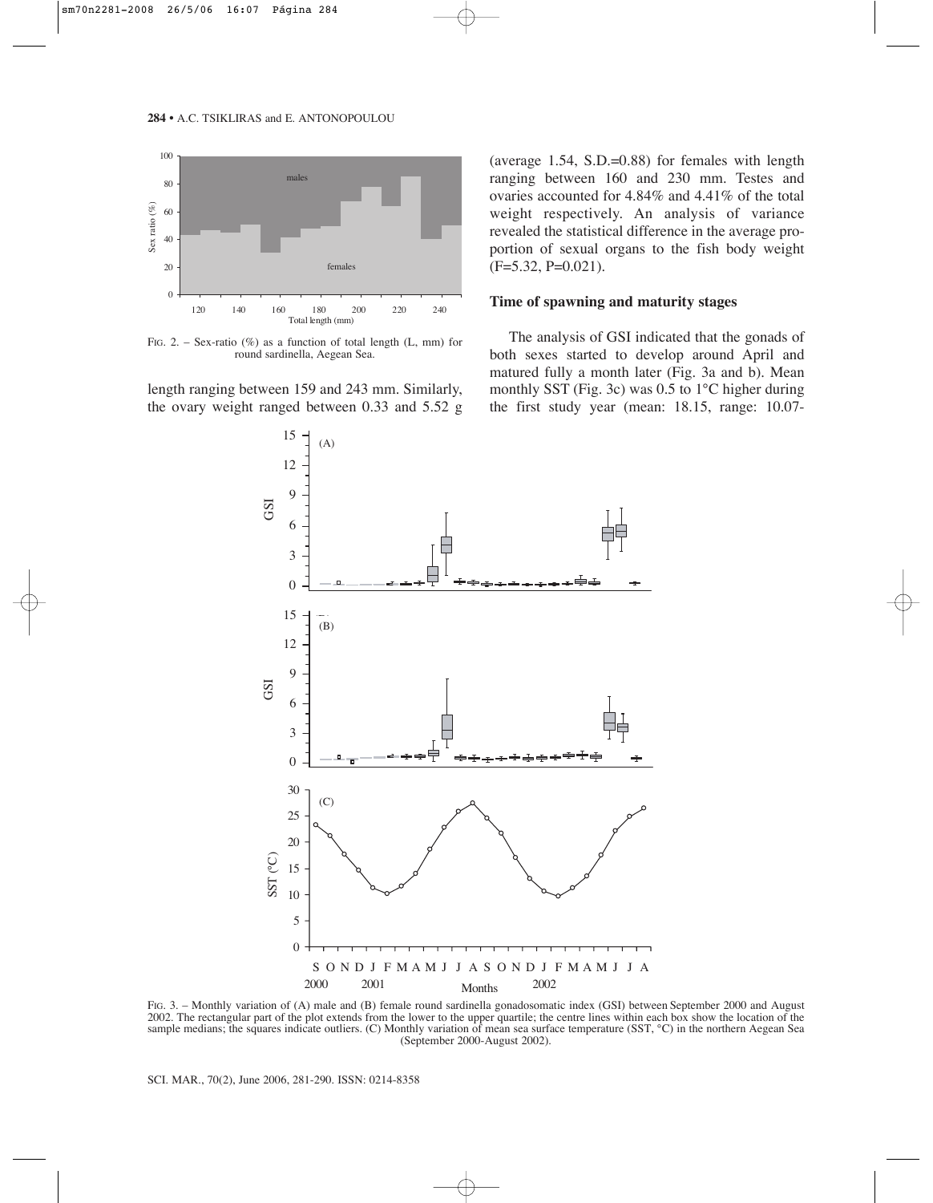FIG. 2. – Sex-ratio (%) as a function of total length (L, mm) for round sardinella, Aegean Sea.

length ranging between 159 and 243 mm. Similarly, the ovary weight ranged between 0.33 and 5.52 g (average 1.54, S.D.=0.88) for females with length ranging between 160 and 230 mm. Testes and ovaries accounted for 4.84% and 4.41% of the total weight respectively. An analysis of variance revealed the statistical difference in the average proportion of sexual organs to the fish body weight ($F=5.32$, $P=0.021$).

### Time of spawning and maturity stages

The analysis of GSI indicated that the gonads of both sexes started to develop around April and matured fully a month later (Fig. 3a and b). Mean monthly SST (Fig. 3c) was 0.5 to 1°C higher during the first study year (mean: 18.15, range: 10.07-

FIG. 3. – Monthly variation of (A) male and (B) female round sardinella gonadosomatic index (GSI) between September 2000 and August 2002. The rectangular part of the plot extends from the lower to the upper quartile; the centre lines within each box show the location of the sample medians; the squares indicate outliers. (C) Monthly variation of mean sea surface temperature (SST, °C) in the northern Aegean Sea (September 2000-August 2002).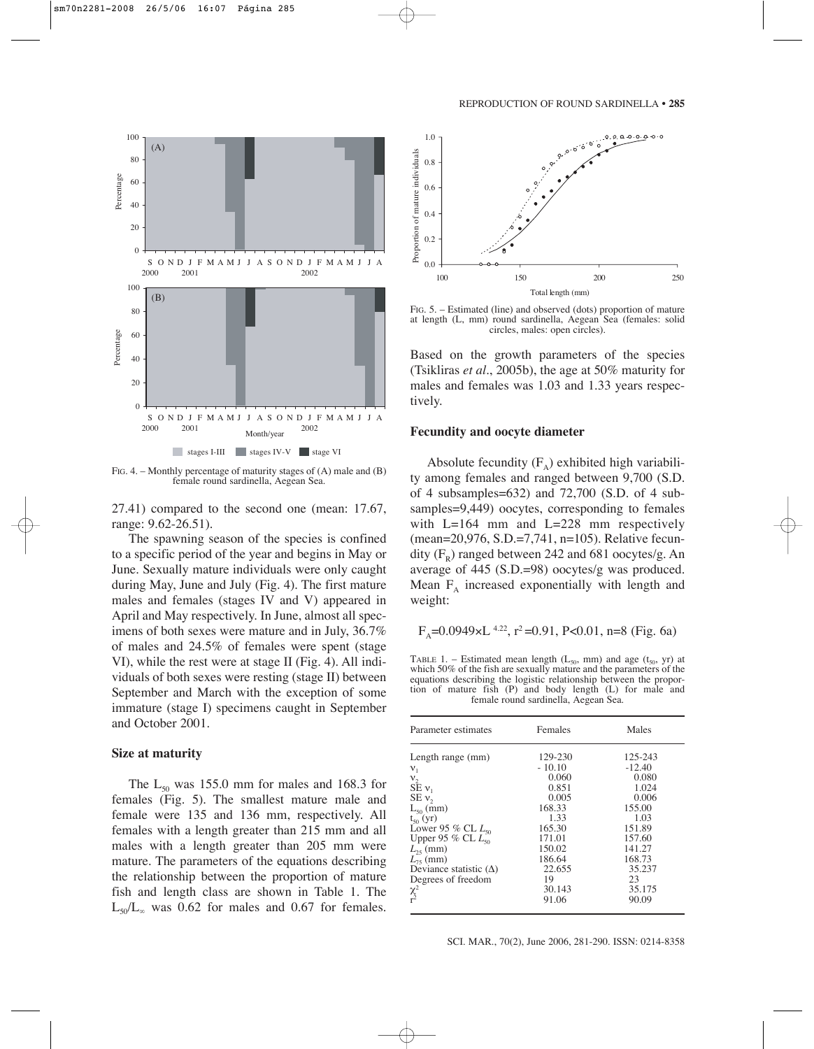FIG. 4. – Monthly percentage of maturity stages of (A) male and (B) female round sardinella, Aegean Sea.

27.41) compared to the second one (mean: 17.67, range: 9.62-26.51).

The spawning season of the species is confined to a specific period of the year and begins in May or June. Sexually mature individuals were only caught during May, June and July (Fig. 4). The first mature males and females (stages IV and V) appeared in April and May respectively. In June, almost all specimens of both sexes were mature and in July, 36.7% of males and 24.5% of females were spent (stage VI), while the rest were at stage II (Fig. 4). All individuals of both sexes were resting (stage II) between September and March with the exception of some immature (stage I) specimens caught in September and October 2001.

### Size at maturity

The $L_{50}$ was 155.0 mm for males and 168.3 for females (Fig. 5). The smallest mature male and female were 135 and 136 mm, respectively. All females with a length greater than 215 mm and all males with a length greater than 205 mm were mature. The parameters of the equations describing the relationship between the proportion of mature fish and length class are shown in Table 1. The $L_{50}/L_{\infty}$ was 0.62 for males and 0.67 for females.

FIG. 5. – Estimated (line) and observed (dots) proportion of mature at length (L, mm) round sardinella, Aegean Sea (females: solid circles, males: open circles).

Based on the growth parameters of the species (Tsikliras *et al*., 2005b), the age at 50% maturity for males and females was 1.03 and 1.33 years respectively.

### Fecundity and oocyte diameter

Absolute fecundity ($F_A$) exhibited high variability among females and ranged between 9,700 (S.D. of 4 subsamples=632) and 72,700 (S.D. of 4 subsamples=9,449) oocytes, corresponding to females with L=164 mm and L=228 mm respectively (mean=20,976, S.D.=7,741, n=105). Relative fecundity ($F_R$) ranged between 242 and 681 oocytes/g. An average of 445 (S.D.=98) oocytes/g was produced. Mean $F_A$ increased exponentially with length and weight:

$$F_A = 0.0949 \times L^{4.22},\ r^2 = 0.91,\ P<0.01,\ n=8 \text{ (Fig. 6a)}$$

TABLE 1. – Estimated mean length ($L_{50}$, mm) and age ($t_{50}$, yr) at which 50% of the fish are sexually mature and the parameters of the equations describing the logistic relationship between the proportion of mature fish (P) and body length (L) for male and female round sardinella, Aegean Sea.

| Parameter estimates | Females | Males |
|---|---|---|
| Length range (mm) | 129-230 | 125-243 |
| $v_1$ | - 10.10 | -12.40 |
| $v_2$ | 0.060 | 0.080 |
| SE $v_1$ | 0.851 | 1.024 |
| SE $v_2$ | 0.005 | 0.006 |
| $L_{50}$ (mm) | 168.33 | 155.00 |
| $t_{50}$ (yr) | 1.33 | 1.03 |
| Lower 95 % CL $L_{50}$ | 165.30 | 151.89 |
| Upper 95 % CL $L_{50}$ | 171.01 | 157.60 |
| $L_{25}$ (mm) | 150.02 | 141.27 |
| $L_{75}$ (mm) | 186.64 | 168.73 |
| Deviance statistic (Δ) | 22.655 | 35.237 |
| Degrees of freedom | 19 | 23 |
| $\chi^2$ | 30.143 | 35.175 |
| $r^2$ | 91.06 | 90.09 |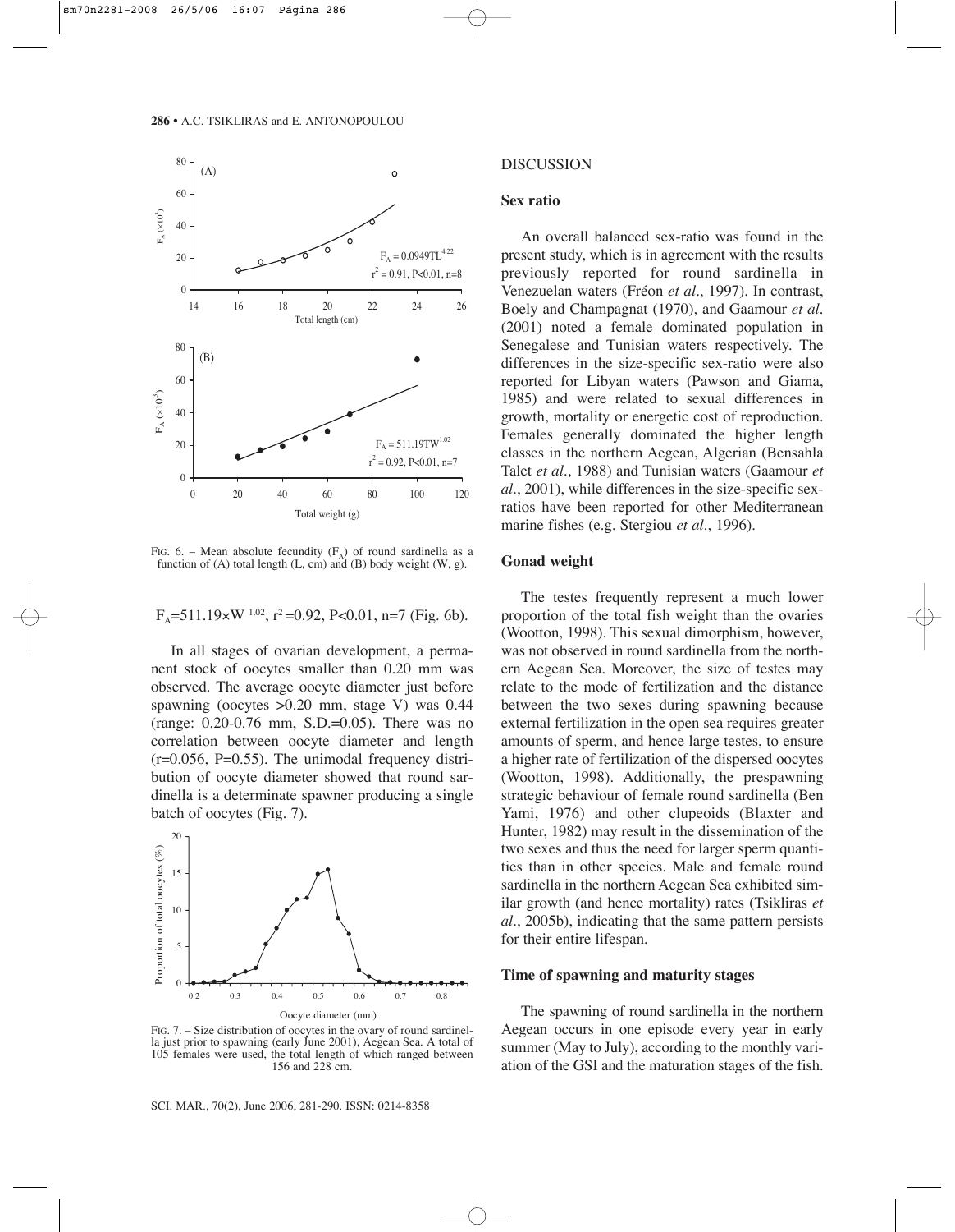FIG. 6. – Mean absolute fecundity ($F_A$) of round sardinella as a function of (A) total length (L, cm) and (B) body weight (W, g).

$F_A$=511.19×W $^{1.02}$, $r^2$=0.92, P<0.01, n=7 (Fig. 6b).

In all stages of ovarian development, a permanent stock of oocytes smaller than 0.20 mm was observed. The average oocyte diameter just before spawning (oocytes >0.20 mm, stage V) was 0.44 (range: 0.20-0.76 mm, S.D.=0.05). There was no correlation between oocyte diameter and length (r=0.056, P=0.55). The unimodal frequency distribution of oocyte diameter showed that round sardinella is a determinate spawner producing a single batch of oocytes (Fig. 7).

FIG. 7. – Size distribution of oocytes in the ovary of round sardinella just prior to spawning (early June 2001), Aegean Sea. A total of 105 females were used, the total length of which ranged between 156 and 228 cm.

## DISCUSSION

### Sex ratio

An overall balanced sex-ratio was found in the present study, which is in agreement with the results previously reported for round sardinella in Venezuelan waters (Fréon *et al*., 1997). In contrast, Boely and Champagnat (1970), and Gaamour *et al*. (2001) noted a female dominated population in Senegalese and Tunisian waters respectively. The differences in the size-specific sex-ratio were also reported for Libyan waters (Pawson and Giama, 1985) and were related to sexual differences in growth, mortality or energetic cost of reproduction. Females generally dominated the higher length classes in the northern Aegean, Algerian (Bensahla Talet *et al*., 1988) and Tunisian waters (Gaamour *et al*., 2001), while differences in the size-specific sex-ratios have been reported for other Mediterranean marine fishes (e.g. Stergiou *et al*., 1996).

### Gonad weight

The testes frequently represent a much lower proportion of the total fish weight than the ovaries (Wootton, 1998). This sexual dimorphism, however, was not observed in round sardinella from the northern Aegean Sea. Moreover, the size of testes may relate to the mode of fertilization and the distance between the two sexes during spawning because external fertilization in the open sea requires greater amounts of sperm, and hence large testes, to ensure a higher rate of fertilization of the dispersed oocytes (Wootton, 1998). Additionally, the prespawning strategic behaviour of female round sardinella (Ben Yami, 1976) and other clupeoids (Blaxter and Hunter, 1982) may result in the dissemination of the two sexes and thus the need for larger sperm quantities than in other species. Male and female round sardinella in the northern Aegean Sea exhibited similar growth (and hence mortality) rates (Tsikliras *et al*., 2005b), indicating that the same pattern persists for their entire lifespan.

### Time of spawning and maturity stages

The spawning of round sardinella in the northern Aegean occurs in one episode every year in early summer (May to July), according to the monthly variation of the GSI and the maturation stages of the fish.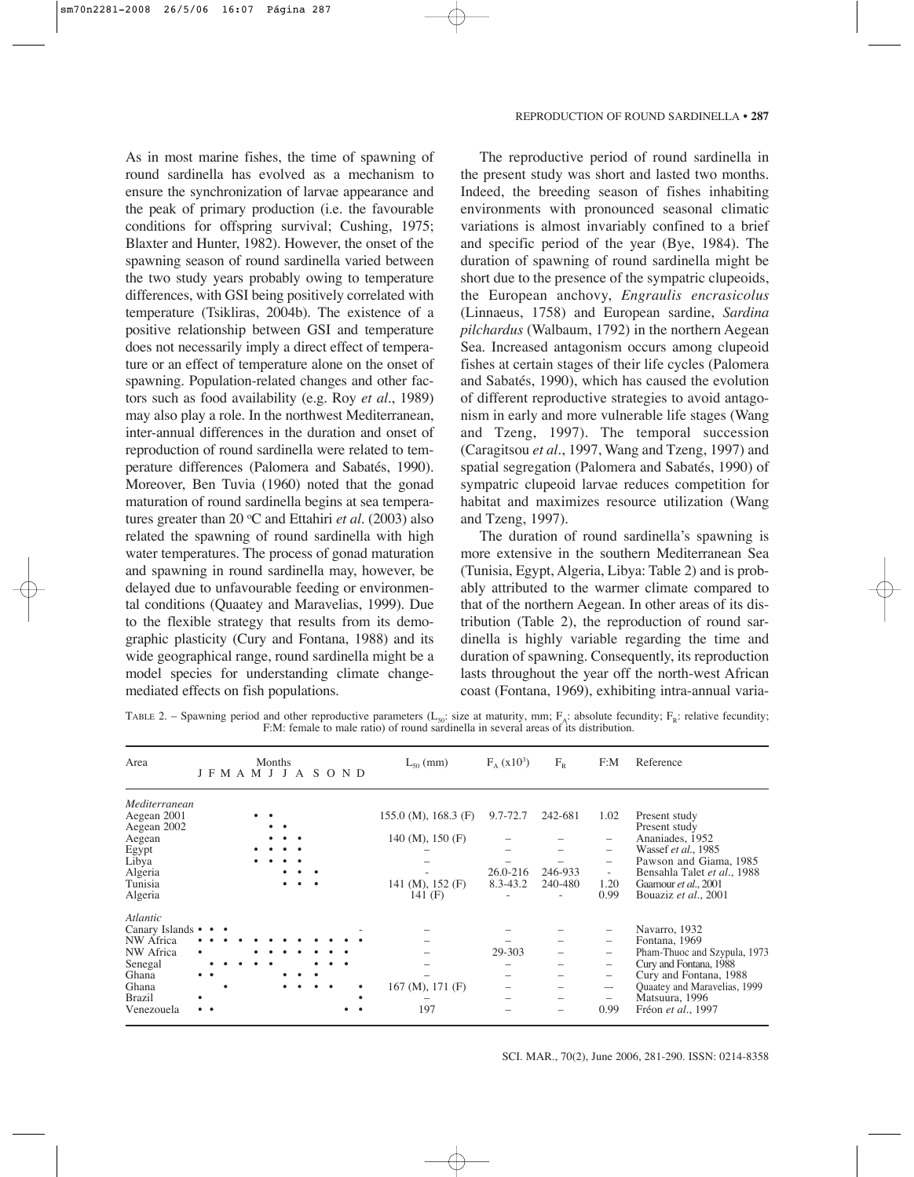As in most marine fishes, the time of spawning of round sardinella has evolved as a mechanism to ensure the synchronization of larvae appearance and the peak of primary production (i.e. the favourable conditions for offspring survival; Cushing, 1975; Blaxter and Hunter, 1982). However, the onset of the spawning season of round sardinella varied between the two study years probably owing to temperature differences, with GSI being positively correlated with temperature (Tsikliras, 2004b). The existence of a positive relationship between GSI and temperature does not necessarily imply a direct effect of temperature or an effect of temperature alone on the onset of spawning. Population-related changes and other factors such as food availability (e.g. Roy *et al*., 1989) may also play a role. In the northwest Mediterranean, inter-annual differences in the duration and onset of reproduction of round sardinella were related to temperature differences (Palomera and Sabatés, 1990). Moreover, Ben Tuvia (1960) noted that the gonad maturation of round sardinella begins at sea temperatures greater than 20 ºC and Ettahiri *et al*. (2003) also related the spawning of round sardinella with high water temperatures. The process of gonad maturation and spawning in round sardinella may, however, be delayed due to unfavourable feeding or environmental conditions (Quaatey and Maravelias, 1999). Due to the flexible strategy that results from its demographic plasticity (Cury and Fontana, 1988) and its wide geographical range, round sardinella might be a model species for understanding climate change-mediated effects on fish populations.

The reproductive period of round sardinella in the present study was short and lasted two months. Indeed, the breeding season of fishes inhabiting environments with pronounced seasonal climatic variations is almost invariably confined to a brief and specific period of the year (Bye, 1984). The duration of spawning of round sardinella might be short due to the presence of the sympatric clupeoids, the European anchovy, *Engraulis encrasicolus* (Linnaeus, 1758) and European sardine, *Sardina pilchardus* (Walbaum, 1792) in the northern Aegean Sea. Increased antagonism occurs among clupeoid fishes at certain stages of their life cycles (Palomera and Sabatés, 1990), which has caused the evolution of different reproductive strategies to avoid antagonism in early and more vulnerable life stages (Wang and Tzeng, 1997). The temporal succession (Caragitsou *et al*., 1997, Wang and Tzeng, 1997) and spatial segregation (Palomera and Sabatés, 1990) of sympatric clupeoid larvae reduces competition for habitat and maximizes resource utilization (Wang and Tzeng, 1997).

The duration of round sardinella's spawning is more extensive in the southern Mediterranean Sea (Tunisia, Egypt, Algeria, Libya: Table 2) and is probably attributed to the warmer climate compared to that of the northern Aegean. In other areas of its distribution (Table 2), the reproduction of round sardinella is highly variable regarding the time and duration of spawning. Consequently, its reproduction lasts throughout the year off the north-west African coast (Fontana, 1969), exhibiting intra-annual varia-

TABLE 2. – Spawning period and other reproductive parameters ($L_{50}$: size at maturity, mm; $F_A$: absolute fecundity; $F_R$: relative fecundity; F:M: female to male ratio) of round sardinella in several areas of its distribution.

| Area | J | F | M | A | M | J | J | A | S | O | N | D | $L_{50}$ (mm) | $F_A$ ($x10^3$) | $F_R$ | F:M | Reference |
|---|---|---|---|---|---|---|---|---|---|---|---|---|---|---|---|---|---|
| *Mediterranean* | | | | | | | | | | | | | | | | | |
| Aegean 2001 | | | | | | • | • | | | | | | 155.0 (M), 168.3 (F) | 9.7-72.7 | 242-681 | 1.02 | Present study |
| Aegean 2002 | | | | | | | • | • | | | | | | | | | Present study |
| Aegean | | | | | | • | • | • | | | | | 140 (M), 150 (F) | – | – | – | Ananiades, 1952 |
| Egypt | | | | | • | • | • | • | | | | | – | – | – | – | Wassef *et al*., 1985 |
| Libya | | | | | • | • | • | • | | | | | – | – | – | – | Pawson and Giama, 1985 |
| Algeria | | | | | | | • | • | • | | | | - | 26.0-216 | 246-933 | - | Bensahla Talet *et al*., 1988 |
| Tunisia | | | | | | | • | • | • | | | | 141 (M), 152 (F) | 8.3-43.2 | 240-480 | 1.20 | Gaamour *et al*., 2001 |
| Algeria | | | | | | | | | | | | | 141 (F) | - | - | 0.99 | Bouaziz *et al*., 2001 |
| *Atlantic* | | | | | | | | | | | | | | | | | |
| Canary Islands | • | • | • | | | | | | | | | | – | – | – | – | Navarro, 1932 |
| NW Africa | • | • | • | • | • | • | • | • | • | • | • | • | – | – | – | – | Fontana, 1969 |
| NW Africa | • | | | • | • | • | • | • | • | • | • | | – | 29-303 | – | – | Pham-Thuoc and Szypula, 1973 |
| Senegal | | • | • | • | • | • | | | • | • | • | | – | – | – | – | Cury and Fontana, 1988 |
| Ghana | • | • | | | | | • | • | • | | | | – | – | – | – | Cury and Fontana, 1988 |
| Ghana | | | • | | | | • | • | • | • | | • | 167 (M), 171 (F) | – | – | –– | Quaatey and Maravelias, 1999 |
| Brazil | • | | | | | | | | | | | • | – | – | – | – | Matsuura, 1996 |
| Venezouela | • | • | | | | | | | | | • | • | 197 | – | – | 0.99 | Fréon *et al*., 1997 |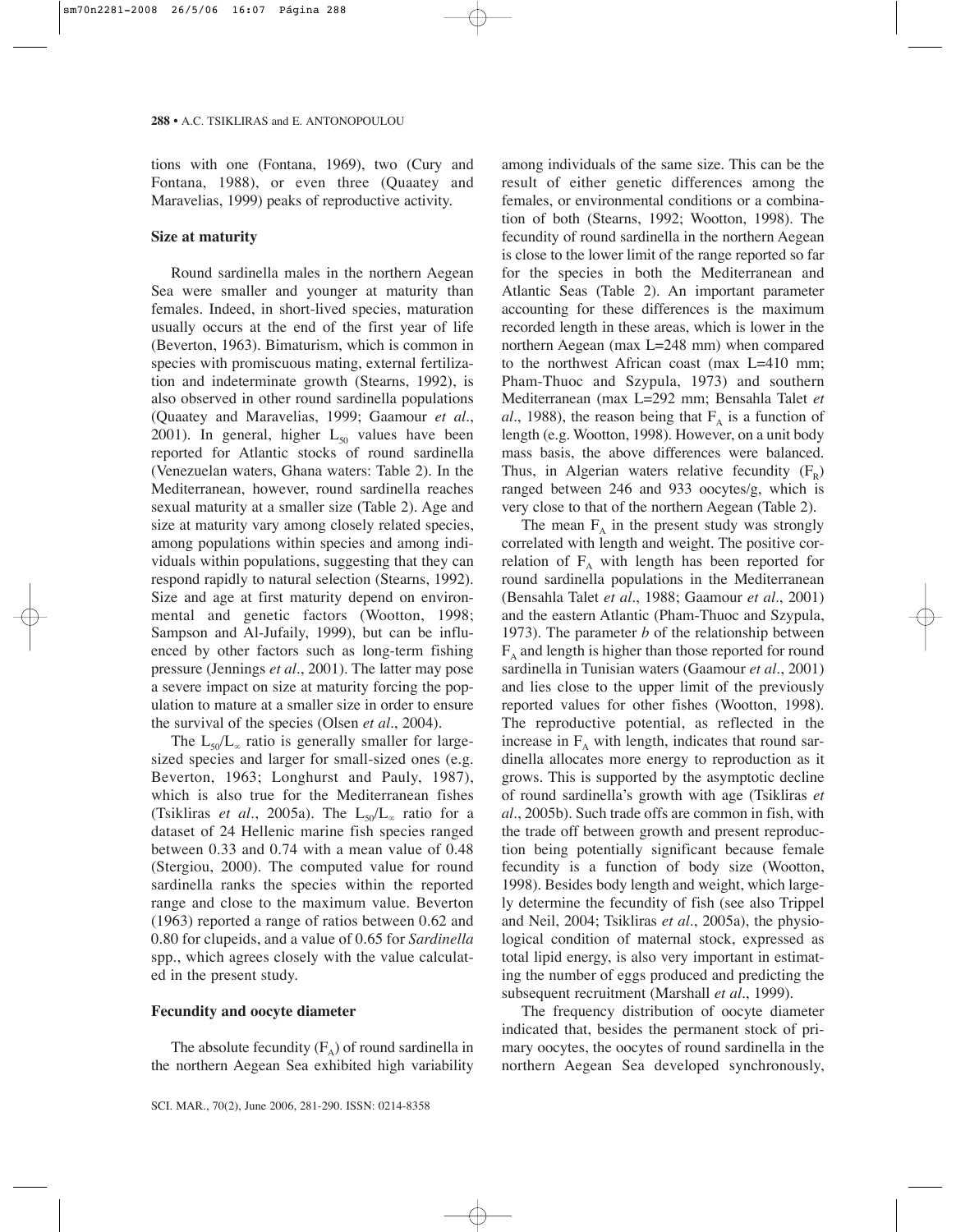tions with one (Fontana, 1969), two (Cury and Fontana, 1988), or even three (Quaatey and Maravelias, 1999) peaks of reproductive activity.

### Size at maturity

Round sardinella males in the northern Aegean Sea were smaller and younger at maturity than females. Indeed, in short-lived species, maturation usually occurs at the end of the first year of life (Beverton, 1963). Bimaturism, which is common in species with promiscuous mating, external fertilization and indeterminate growth (Stearns, 1992), is also observed in other round sardinella populations (Quaatey and Maravelias, 1999; Gaamour *et al*., 2001). In general, higher $L_{50}$ values have been reported for Atlantic stocks of round sardinella (Venezuelan waters, Ghana waters: Table 2). In the Mediterranean, however, round sardinella reaches sexual maturity at a smaller size (Table 2). Age and size at maturity vary among closely related species, among populations within species and among individuals within populations, suggesting that they can respond rapidly to natural selection (Stearns, 1992). Size and age at first maturity depend on environmental and genetic factors (Wootton, 1998; Sampson and Al-Jufaily, 1999), but can be influenced by other factors such as long-term fishing pressure (Jennings *et al*., 2001). The latter may pose a severe impact on size at maturity forcing the population to mature at a smaller size in order to ensure the survival of the species (Olsen *et al*., 2004).

The $L_{50}/L_\infty$ ratio is generally smaller for large-sized species and larger for small-sized ones (e.g. Beverton, 1963; Longhurst and Pauly, 1987), which is also true for the Mediterranean fishes (Tsikliras *et al*., 2005a). The $L_{50}/L_\infty$ ratio for a dataset of 24 Hellenic marine fish species ranged between 0.33 and 0.74 with a mean value of 0.48 (Stergiou, 2000). The computed value for round sardinella ranks the species within the reported range and close to the maximum value. Beverton (1963) reported a range of ratios between 0.62 and 0.80 for clupeids, and a value of 0.65 for *Sardinella* spp., which agrees closely with the value calculated in the present study.

### Fecundity and oocyte diameter

The absolute fecundity ($F_A$) of round sardinella in the northern Aegean Sea exhibited high variability among individuals of the same size. This can be the result of either genetic differences among the females, or environmental conditions or a combination of both (Stearns, 1992; Wootton, 1998). The fecundity of round sardinella in the northern Aegean is close to the lower limit of the range reported so far for the species in both the Mediterranean and Atlantic Seas (Table 2). An important parameter accounting for these differences is the maximum recorded length in these areas, which is lower in the northern Aegean (max L=248 mm) when compared to the northwest African coast (max L=410 mm; Pham-Thuoc and Szypula, 1973) and southern Mediterranean (max L=292 mm; Bensahla Talet *et al*., 1988), the reason being that $F_A$ is a function of length (e.g. Wootton, 1998). However, on a unit body mass basis, the above differences were balanced. Thus, in Algerian waters relative fecundity ($F_R$) ranged between 246 and 933 oocytes/g, which is very close to that of the northern Aegean (Table 2).

The mean $F_A$ in the present study was strongly correlated with length and weight. The positive correlation of $F_A$ with length has been reported for round sardinella populations in the Mediterranean (Bensahla Talet *et al*., 1988; Gaamour *et al*., 2001) and the eastern Atlantic (Pham-Thuoc and Szypula, 1973). The parameter *b* of the relationship between $F_A$ and length is higher than those reported for round sardinella in Tunisian waters (Gaamour *et al*., 2001) and lies close to the upper limit of the previously reported values for other fishes (Wootton, 1998). The reproductive potential, as reflected in the increase in $F_A$ with length, indicates that round sardinella allocates more energy to reproduction as it grows. This is supported by the asymptotic decline of round sardinella's growth with age (Tsikliras *et al*., 2005b). Such trade offs are common in fish, with the trade off between growth and present reproduction being potentially significant because female fecundity is a function of body size (Wootton, 1998). Besides body length and weight, which largely determine the fecundity of fish (see also Trippel and Neil, 2004; Tsikliras *et al*., 2005a), the physiological condition of maternal stock, expressed as total lipid energy, is also very important in estimating the number of eggs produced and predicting the subsequent recruitment (Marshall *et al*., 1999).

The frequency distribution of oocyte diameter indicated that, besides the permanent stock of primary oocytes, the oocytes of round sardinella in the northern Aegean Sea developed synchronously,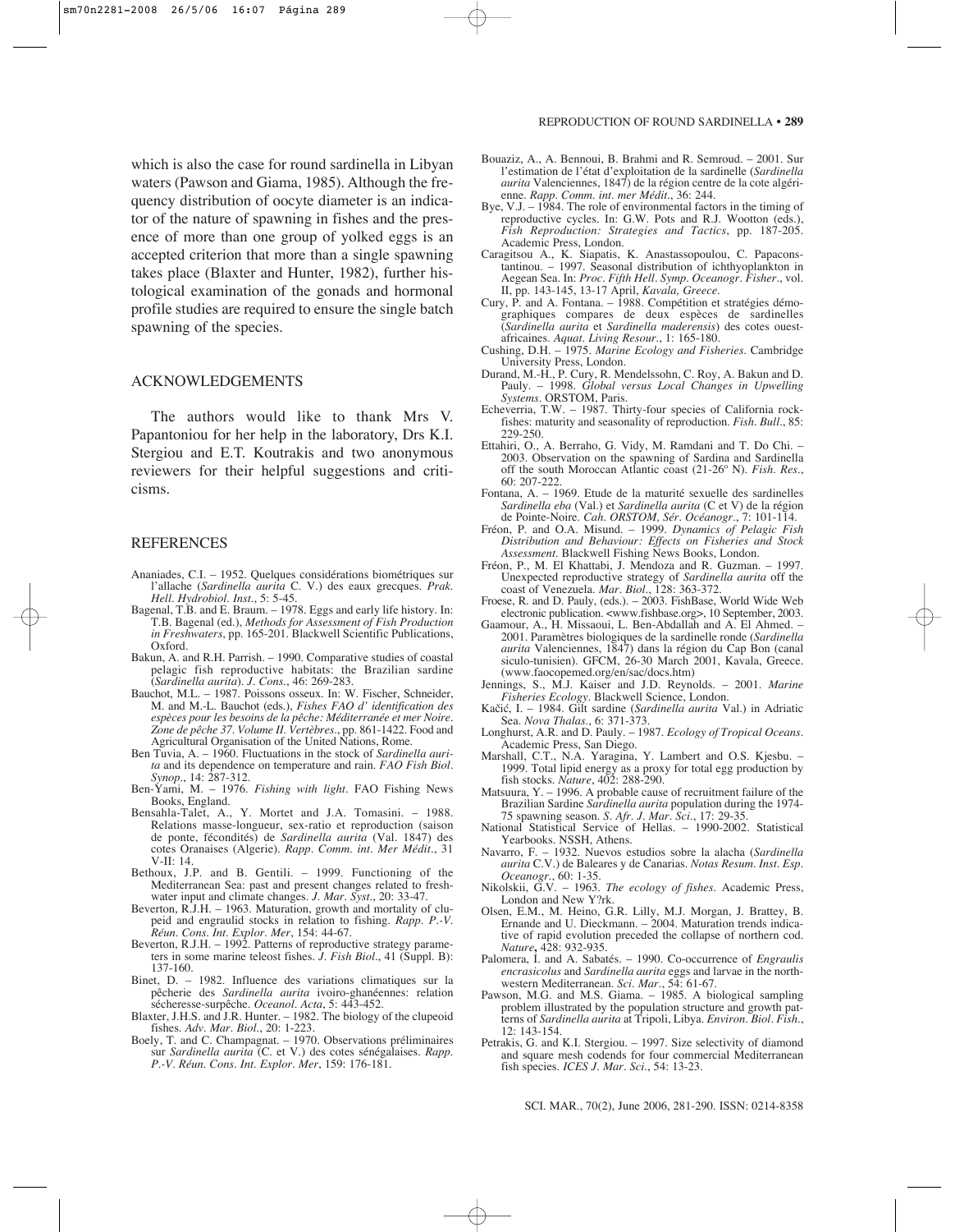which is also the case for round sardinella in Libyan waters (Pawson and Giama, 1985). Although the frequency distribution of oocyte diameter is an indicator of the nature of spawning in fishes and the presence of more than one group of yolked eggs is an accepted criterion that more than a single spawning takes place (Blaxter and Hunter, 1982), further histological examination of the gonads and hormonal profile studies are required to ensure the single batch spawning of the species.

## ACKNOWLEDGEMENTS

The authors would like to thank Mrs V. Papantoniou for her help in the laboratory, Drs K.I. Stergiou and E.T. Koutrakis and two anonymous reviewers for their helpful suggestions and criticisms.

## REFERENCES

Ananiades, C.I. – 1952. Quelques considérations biométriques sur l'allache (*Sardinella aurita* C. V.) des eaux grecques. *Prak. Hell. Hydrobiol. Inst.*, 5: 5-45.

Bagenal, T.B. and E. Braum. – 1978. Eggs and early life history. In: T.B. Bagenal (ed.), *Methods for Assessment of Fish Production in Freshwaters*, pp. 165-201. Blackwell Scientific Publications, Oxford.

Bakun, A. and R.H. Parrish. – 1990. Comparative studies of coastal pelagic fish reproductive habitats: the Brazilian sardine (*Sardinella aurita*). *J. Cons.*, 46: 269-283.

Bauchot, M.L. – 1987. Poissons osseux. In: W. Fischer, Schneider, M. and M.-L. Bauchot (eds.), *Fishes FAO d' identification des espèces pour les besoins de la pêche: Méditerranée et mer Noire. Zone de pêche 37. Volume II. Vertèbres.*, pp. 861-1422. Food and Agricultural Organisation of the United Nations, Rome.

Ben Tuvia, A. – 1960. Fluctuations in the stock of *Sardinella aurita* and its dependence on temperature and rain. *FAO Fish Biol. Synop.*, 14: 287-312.

Ben-Yami, M. – 1976. *Fishing with light*. FAO Fishing News Books, England.

Bensahla-Talet, A., Y. Mortet and J.A. Tomasini. – 1988. Relations masse-longueur, sex-ratio et reproduction (saison de ponte, fécondités) de *Sardinella aurita* (Val. 1847) des cotes Oranaises (Algerie). *Rapp. Comm. int. Mer Médit.*, 31 V-II: 14.

Bethoux, J.P. and B. Gentili. – 1999. Functioning of the Mediterranean Sea: past and present changes related to freshwater input and climate changes. *J. Mar. Syst.*, 20: 33-47.

Beverton, R.J.H. – 1963. Maturation, growth and mortality of clupeid and engraulid stocks in relation to fishing. *Rapp. P.-V. Réun. Cons. Int. Explor. Mer*, 154: 44-67.

Beverton, R.J.H. – 1992. Patterns of reproductive strategy parameters in some marine teleost fishes. *J. Fish Biol.*, 41 (Suppl. B): 137-160.

Binet, D. – 1982. Influence des variations climatiques sur la pêcherie des *Sardinella aurita* ivoiro-ghanéennes: relation sécheresse-surpêche. *Oceanol. Acta*, 5: 443-452.

Blaxter, J.H.S. and J.R. Hunter. – 1982. The biology of the clupeoid fishes. *Adv. Mar. Biol.*, 20: 1-223.

Boely, T. and C. Champagnat. – 1970. Observations préliminaires sur *Sardinella aurita* (C. et V.) des cotes sénégalaises. *Rapp. P.-V. Réun. Cons. Int. Explor. Mer*, 159: 176-181.

Bouaziz, A., A. Bennoui, B. Brahmi and R. Semroud. – 2001. Sur l'estimation de l'état d'exploitation de la sardinelle (*Sardinella aurita* Valenciennes, 1847) de la région centre de la cote algérienne. *Rapp. Comm. int. mer Médit.*, 36: 244.

Bye, V.J. – 1984. The role of environmental factors in the timing of reproductive cycles. In: G.W. Pots and R.J. Wootton (eds.), *Fish Reproduction: Strategies and Tactics*, pp. 187-205. Academic Press, London.

Caragitsou A., K. Siapatis, K. Anastassopoulou, C. Papaconstantinou. – 1997. Seasonal distribution of ichthyoplankton in Aegean Sea. In: *Proc. Fifth Hell. Symp. Oceanogr. Fisher.*, vol. II, pp. 143-145, 13-17 April, *Kavala, Greece*.

Cury, P. and A. Fontana. – 1988. Compétition et stratégies démographiques compares de deux espèces de sardinelles (*Sardinella aurita* et *Sardinella maderensis*) des cotes ouest-africaines. *Aquat. Living Resour.*, 1: 165-180.

Cushing, D.H. – 1975. *Marine Ecology and Fisheries*. Cambridge University Press, London.

Durand, M.-H., P. Cury, R. Mendelssohn, C. Roy, A. Bakun and D. Pauly. – 1998. *Global versus Local Changes in Upwelling Systems*. ORSTOM, Paris.

Echeverria, T.W. – 1987. Thirty-four species of California rockfishes: maturity and seasonality of reproduction. *Fish. Bull.*, 85: 229-250.

Ettahiri, O., A. Berraho, G. Vidy, M. Ramdani and T. Do Chi. – 2003. Observation on the spawning of Sardina and Sardinella off the south Moroccan Atlantic coast (21-26º N). *Fish. Res.*, 60: 207-222.

Fontana, A. – 1969. Etude de la maturité sexuelle des sardinelles *Sardinella eba* (Val.) et *Sardinella aurita* (C et V) de la région de Pointe-Noire. *Cah. ORSTOM, Sér. Océanogr.*, 7: 101-114.

Fréon, P. and O.A. Misund. – 1999. *Dynamics of Pelagic Fish Distribution and Behaviour: Effects on Fisheries and Stock Assessment*. Blackwell Fishing News Books, London.

Fréon, P., M. El Khattabi, J. Mendoza and R. Guzman. – 1997. Unexpected reproductive strategy of *Sardinella aurita* off the coast of Venezuela. *Mar. Biol.*, 128: 363-372.

Froese, R. and D. Pauly, (eds.). – 2003. FishBase, World Wide Web electronic publication. <www.fishbase.org>, 10 September, 2003.

Gaamour, A., H. Missaoui, L. Ben-Abdallah and A. El Ahmed. – 2001. Paramètres biologiques de la sardinelle ronde (*Sardinella aurita* Valenciennes, 1847) dans la région du Cap Bon (canal siculo-tunisien). GFCM, 26-30 March 2001, Kavala, Greece. (www.faocopemed.org/en/sac/docs.htm)

Jennings, S., M.J. Kaiser and J.D. Reynolds. – 2001. *Marine Fisheries Ecology*. Blackwell Science, London.

Kačić, I. – 1984. Gilt sardine (*Sardinella aurita* Val.) in Adriatic Sea. *Nova Thalas.*, 6: 371-373.

Longhurst, A.R. and D. Pauly. – 1987. *Ecology of Tropical Oceans*. Academic Press, San Diego.

Marshall, C.T., N.A. Yaragina, Y. Lambert and O.S. Kjesbu. – 1999. Total lipid energy as a proxy for total egg production by fish stocks. *Nature*, 402: 288-290.

Matsuura, Y. – 1996. A probable cause of recruitment failure of the Brazilian Sardine *Sardinella aurita* population during the 1974-75 spawning season. *S. Afr. J. Mar. Sci.*, 17: 29-35.

National Statistical Service of Hellas. – 1990-2002. Statistical Yearbooks. NSSH, Athens.

Navarro, F. – 1932. Nuevos estudios sobre la alacha (*Sardinella aurita* C.V.) de Baleares y de Canarias. *Notas Resum. Inst. Esp. Oceanogr.*, 60: 1-35.

Nikolskii, G.V. – 1963. *The ecology of fishes*. Academic Press, London and New Y?rk.

Olsen, E.M., M. Heino, G.R. Lilly, M.J. Morgan, J. Brattey, B. Ernande and U. Dieckmann. – 2004. Maturation trends indicative of rapid evolution preceded the collapse of northern cod. *Nature*, 428: 932-935.

Palomera, I. and A. Sabatés. – 1990. Co-occurrence of *Engraulis encrasicolus* and *Sardinella aurita* eggs and larvae in the northwestern Mediterranean. *Sci. Mar.*, 54: 61-67.

Pawson, M.G. and M.S. Giama. – 1985. A biological sampling problem illustrated by the population structure and growth patterns of *Sardinella aurita* at Tripoli, Libya. *Environ. Biol. Fish.*, 12: 143-154.

Petrakis, G. and K.I. Stergiou. – 1997. Size selectivity of diamond and square mesh codends for four commercial Mediterranean fish species. *ICES J. Mar. Sci.*, 54: 13-23.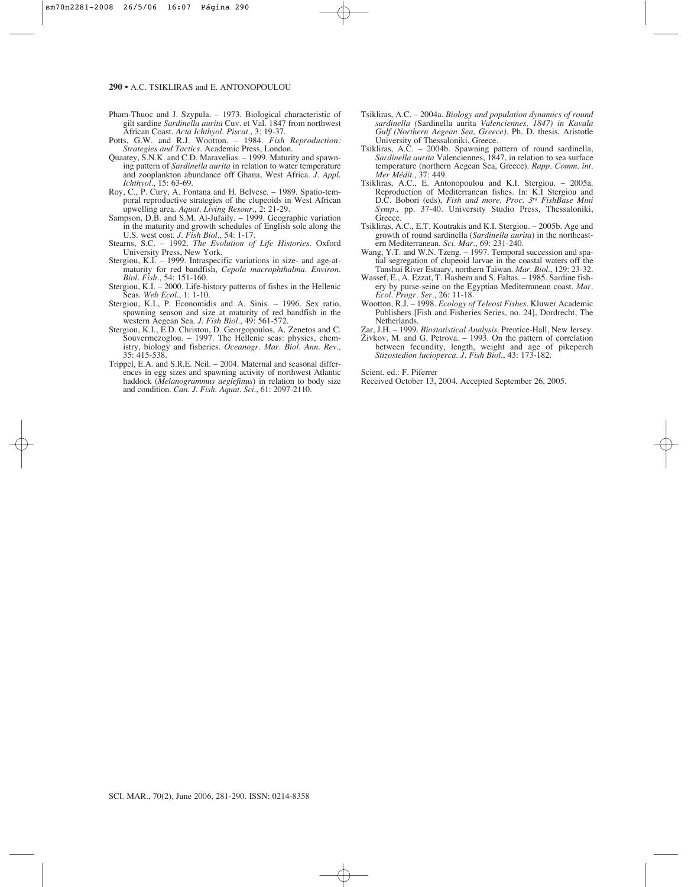Pham-Thuoc and J. Szypula. – 1973. Biological characteristic of gilt sardine *Sardinella aurita* Cuv. et Val. 1847 from northwest African Coast. *Acta Ichthyol. Piscat.*, 3: 19-37.

Potts, G.W. and R.J. Wootton. – 1984. *Fish Reproduction: Strategies and Tactics*. Academic Press, London.

Quaatey, S.N.K. and C.D. Maravelias. – 1999. Maturity and spawning pattern of *Sardinella aurita* in relation to water temperature and zooplankton abundance off Ghana, West Africa. *J. Appl. Ichthyol.*, 15: 63-69.

Roy, C., P. Cury, A. Fontana and H. Belvese. – 1989. Spatio-temporal reproductive strategies of the clupeoids in West African upwelling area. *Aquat. Living Resour.*, 2: 21-29.

Sampson, D.B. and S.M. Al-Jufaily. – 1999. Geographic variation in the maturity and growth schedules of English sole along the U.S. west cost. *J. Fish Biol.*, 54: 1-17.

Stearns, S.C. – 1992. *The Evolution of Life Histories*. Oxford University Press, New York.

Stergiou, K.I. – 1999. Intraspecific variations in size- and age-at-maturity for red bandfish, *Cepola macrophthalma*. *Environ. Biol. Fish.*, 54: 151-160.

Stergiou, K.I. – 2000. Life-history patterns of fishes in the Hellenic Seas. *Web Ecol.*, 1: 1-10.

Stergiou, K.I., P. Economidis and A. Sinis. – 1996. Sex ratio, spawning season and size at maturity of red bandfish in the western Aegean Sea. *J. Fish Biol.*, 49: 561-572.

Stergiou, K.I., E.D. Christou, D. Georgopoulos, A. Zenetos and C. Souvermezoglou. – 1997. The Hellenic seas: physics, chemistry, biology and fisheries. *Oceanogr. Mar. Biol. Ann. Rev.*, 35: 415-538.

Trippel, E.A. and S.R.E. Neil. – 2004. Maternal and seasonal differences in egg sizes and spawning activity of northwest Atlantic haddock (*Melanogrammus aeglefinus*) in relation to body size and condition. *Can. J. Fish. Aquat. Sci.*, 61: 2097-2110.

Tsikliras, A.C. – 2004a. *Biology and population dynamics of round sardinella (*Sardinella aurita *Valenciennes, 1847) in Kavala Gulf (Northern Aegean Sea, Greece)*. Ph. D. thesis, Aristotle University of Thessaloniki, Greece.

Tsikliras, A.C. – 2004b. Spawning pattern of round sardinella, *Sardinella aurita* Valenciennes, 1847, in relation to sea surface temperature (northern Aegean Sea, Greece). *Rapp. Comm. int. Mer Médit.*, 37: 449.

Tsikliras, A.C., E. Antonopoulou and K.I. Stergiou. – 2005a. Reproduction of Mediterranean fishes. In: K.I Stergiou and D.C. Bobori (eds), *Fish and more, Proc. 3rd FishBase Mini Symp.*, pp. 37-40. University Studio Press, Thessaloniki, Greece.

Tsikliras, A.C., E.T. Koutrakis and K.I. Stergiou. – 2005b. Age and growth of round sardinella (*Sardinella aurita*) in the northeastern Mediterranean. *Sci. Mar.*, 69: 231-240.

Wang, Y.T. and W.N. Tzeng. – 1997. Temporal succession and spatial segregation of clupeoid larvae in the coastal waters off the Tanshui River Estuary, northern Taiwan. *Mar. Biol.*, 129: 23-32.

Wassef, E., A. Ezzat, T. Hashem and S. Faltas. – 1985. Sardine fishery by purse-seine on the Egyptian Mediterranean coast. *Mar. Ecol. Progr. Ser.*, 26: 11-18.

Wootton, R.J. – 1998. *Ecology of Teleost Fishes*. Kluwer Academic Publishers [Fish and Fisheries Series, no. 24], Dordrecht, The Netherlands.

Zar, J.H. – 1999. *Biostatistical Analysis*. Prentice-Hall, New Jersey.

Živkov, M. and G. Petrova. – 1993. On the pattern of correlation between fecundity, length, weight and age of pikeperch *Stizostedion lucioperca*. *J. Fish Biol.*, 43: 173-182.

Scient. ed.: F. Piferrer

Received October 13, 2004. Accepted September 26, 2005.